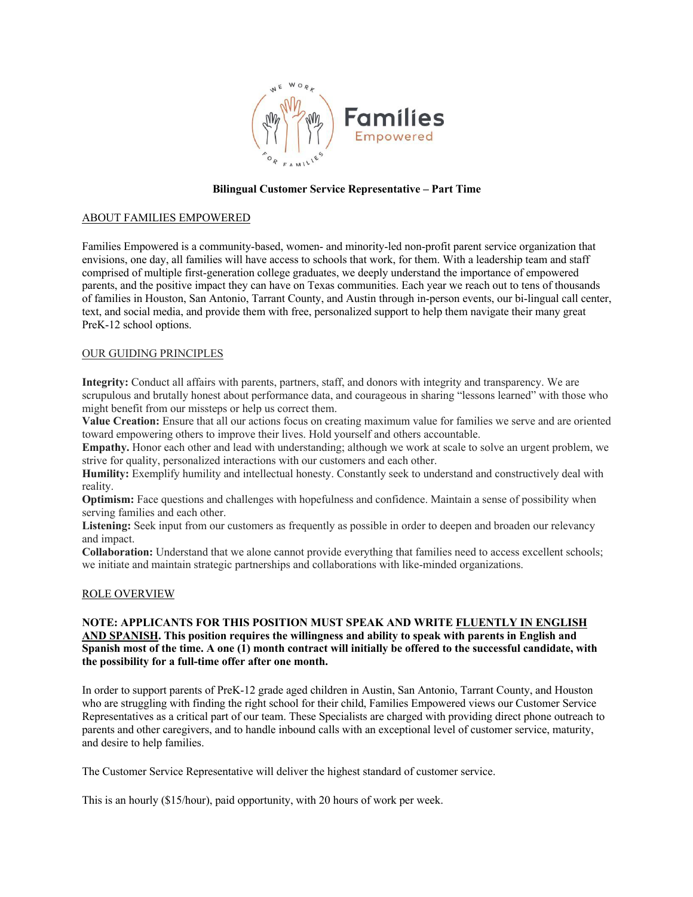# Bilingual Customer Service Representative – Part Time

## ABOUT FAMILIES EMPOWERED

Families Empowered is a community-based, women- and minority-led non-profit parent service organization that envisions, one day, all families will have access to schools that work, for them. With a leadership team and staff comprised of multiple first-generation college graduates, we deeply understand the importance of empowered parents, and the positive impact they can have on Texas communities. Each year we reach out to tens of thousands of families in Houston, San Antonio, Tarrant County, and Austin through in-person events, our bi-lingual call center, text, and social media, and provide them with free, personalized support to help them navigate their many great PreK-12 school options.

## OUR GUIDING PRINCIPLES

**Integrity:** Conduct all affairs with parents, partners, staff, and donors with integrity and transparency. We are scrupulous and brutally honest about performance data, and courageous in sharing "lessons learned" with those who might benefit from our missteps or help us correct them.
**Value Creation:** Ensure that all our actions focus on creating maximum value for families we serve and are oriented toward empowering others to improve their lives. Hold yourself and others accountable.
**Empathy.** Honor each other and lead with understanding; although we work at scale to solve an urgent problem, we strive for quality, personalized interactions with our customers and each other.
**Humility:** Exemplify humility and intellectual honesty. Constantly seek to understand and constructively deal with reality.
**Optimism:** Face questions and challenges with hopefulness and confidence. Maintain a sense of possibility when serving families and each other.
**Listening:** Seek input from our customers as frequently as possible in order to deepen and broaden our relevancy and impact.
**Collaboration:** Understand that we alone cannot provide everything that families need to access excellent schools; we initiate and maintain strategic partnerships and collaborations with like-minded organizations.

## ROLE OVERVIEW

**NOTE: APPLICANTS FOR THIS POSITION MUST SPEAK AND WRITE FLUENTLY IN ENGLISH AND SPANISH. This position requires the willingness and ability to speak with parents in English and Spanish most of the time. A one (1) month contract will initially be offered to the successful candidate, with the possibility for a full-time offer after one month.**

In order to support parents of PreK-12 grade aged children in Austin, San Antonio, Tarrant County, and Houston who are struggling with finding the right school for their child, Families Empowered views our Customer Service Representatives as a critical part of our team. These Specialists are charged with providing direct phone outreach to parents and other caregivers, and to handle inbound calls with an exceptional level of customer service, maturity, and desire to help families.

The Customer Service Representative will deliver the highest standard of customer service.

This is an hourly ($15/hour), paid opportunity, with 20 hours of work per week.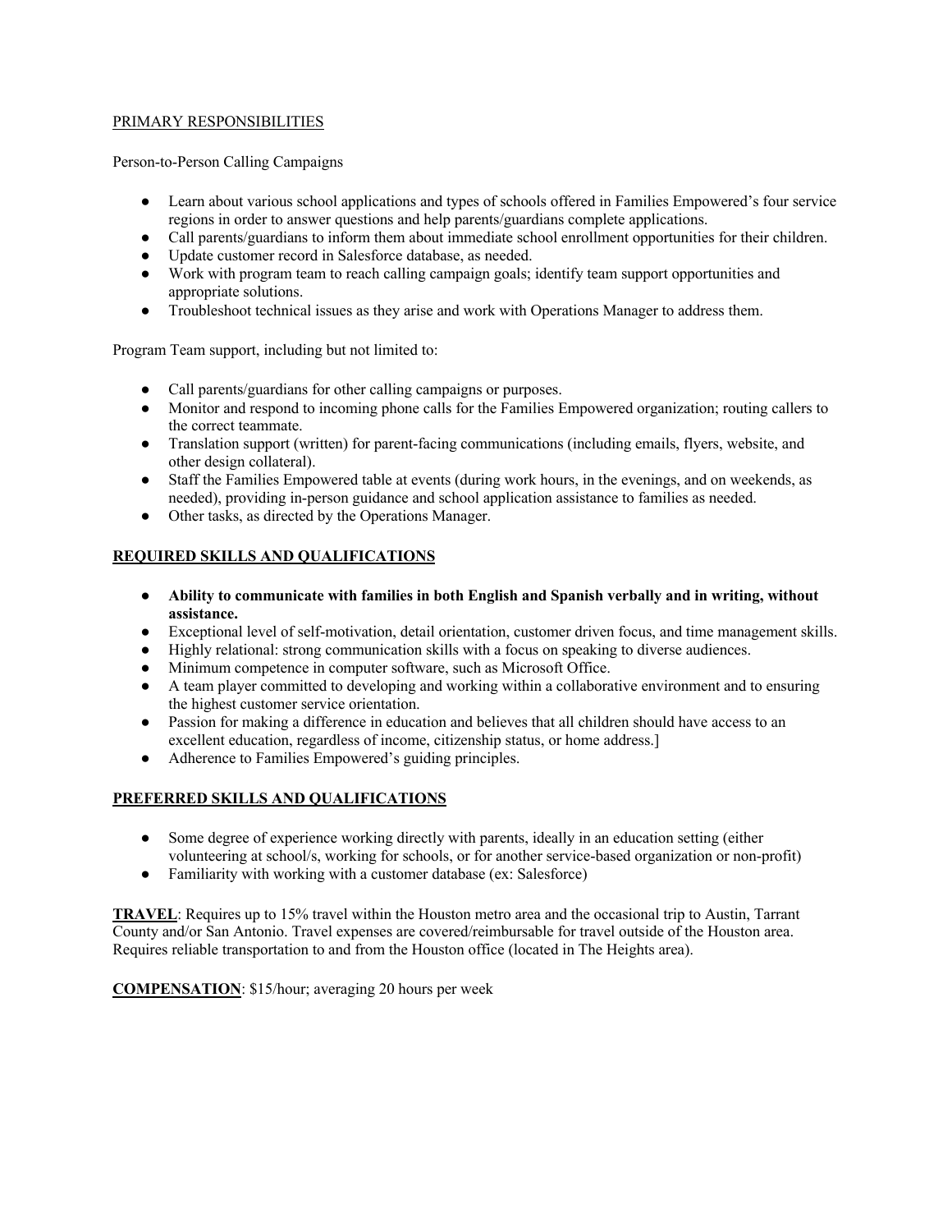<u>PRIMARY RESPONSIBILITIES</u>

Person-to-Person Calling Campaigns

- Learn about various school applications and types of schools offered in Families Empowered's four service regions in order to answer questions and help parents/guardians complete applications.
- Call parents/guardians to inform them about immediate school enrollment opportunities for their children.
- Update customer record in Salesforce database, as needed.
- Work with program team to reach calling campaign goals; identify team support opportunities and appropriate solutions.
- Troubleshoot technical issues as they arise and work with Operations Manager to address them.

Program Team support, including but not limited to:

- Call parents/guardians for other calling campaigns or purposes.
- Monitor and respond to incoming phone calls for the Families Empowered organization; routing callers to the correct teammate.
- Translation support (written) for parent-facing communications (including emails, flyers, website, and other design collateral).
- Staff the Families Empowered table at events (during work hours, in the evenings, and on weekends, as needed), providing in-person guidance and school application assistance to families as needed.
- Other tasks, as directed by the Operations Manager.

## REQUIRED SKILLS AND QUALIFICATIONS

- **Ability to communicate with families in both English and Spanish verbally and in writing, without assistance.**
- Exceptional level of self-motivation, detail orientation, customer driven focus, and time management skills.
- Highly relational: strong communication skills with a focus on speaking to diverse audiences.
- Minimum competence in computer software, such as Microsoft Office.
- A team player committed to developing and working within a collaborative environment and to ensuring the highest customer service orientation.
- Passion for making a difference in education and believes that all children should have access to an excellent education, regardless of income, citizenship status, or home address.]
- Adherence to Families Empowered's guiding principles.

## PREFERRED SKILLS AND QUALIFICATIONS

- Some degree of experience working directly with parents, ideally in an education setting (either volunteering at school/s, working for schools, or for another service-based organization or non-profit)
- Familiarity with working with a customer database (ex: Salesforce)

**TRAVEL**: Requires up to 15% travel within the Houston metro area and the occasional trip to Austin, Tarrant County and/or San Antonio. Travel expenses are covered/reimbursable for travel outside of the Houston area. Requires reliable transportation to and from the Houston office (located in The Heights area).

**COMPENSATION**: $15/hour; averaging 20 hours per week